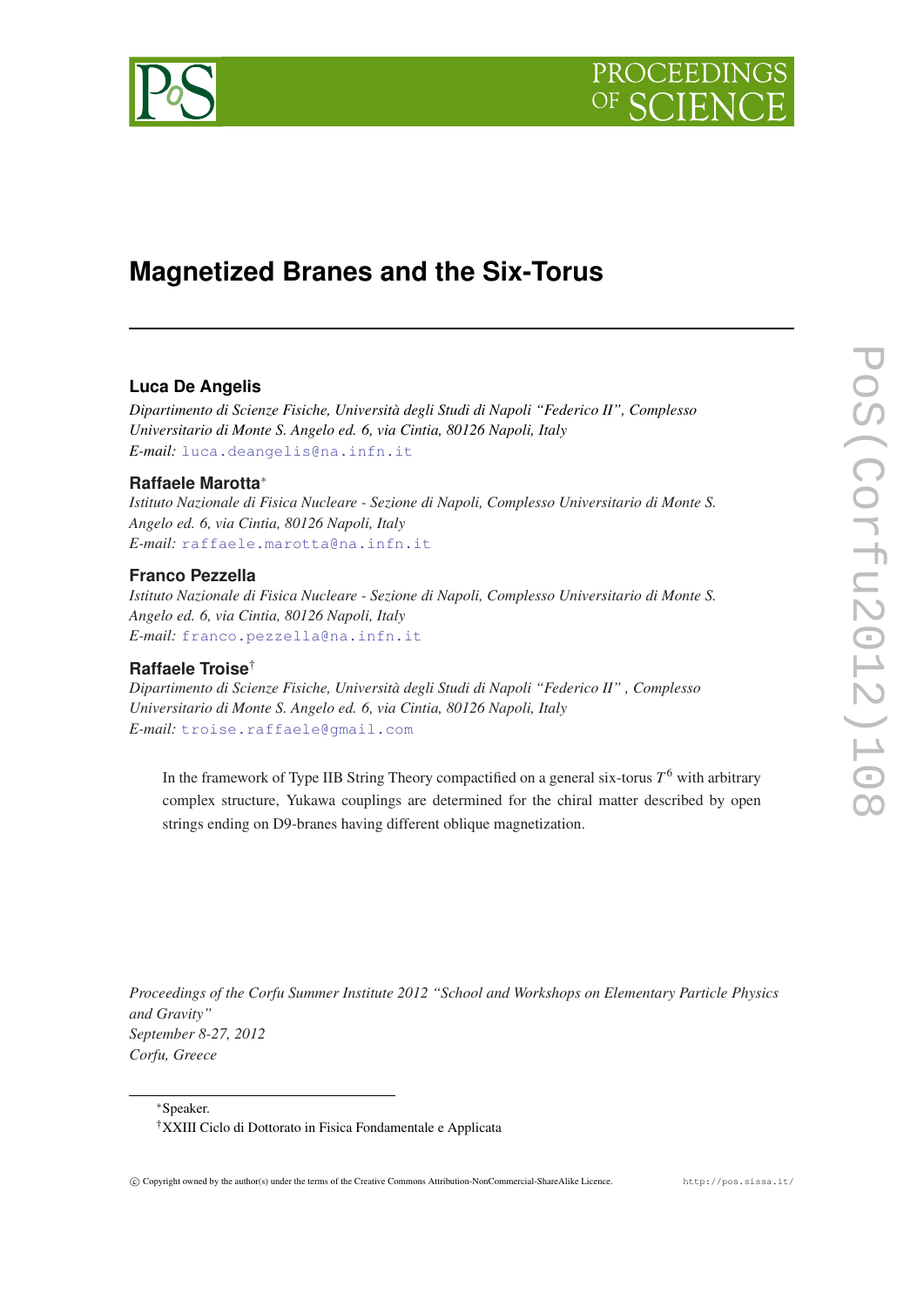# Magnetized Branes and the Six-Torus

**Luca De Angelis**

*Dipartimento di Scienze Fisiche, Università degli Studi di Napoli "Federico II", Complesso Universitario di Monte S. Angelo ed. 6, via Cintia, 80126 Napoli, Italy*
*E-mail:* luca.deangelis@na.infn.it

**Raffaele Marotta**[*]

*Istituto Nazionale di Fisica Nucleare - Sezione di Napoli, Complesso Universitario di Monte S. Angelo ed. 6, via Cintia, 80126 Napoli, Italy*
*E-mail:* raffaele.marotta@na.infn.it

**Franco Pezzella**

*Istituto Nazionale di Fisica Nucleare - Sezione di Napoli, Complesso Universitario di Monte S. Angelo ed. 6, via Cintia, 80126 Napoli, Italy*
*E-mail:* franco.pezzella@na.infn.it

**Raffaele Troise**[†]

*Dipartimento di Scienze Fisiche, Università degli Studi di Napoli "Federico II" , Complesso Universitario di Monte S. Angelo ed. 6, via Cintia, 80126 Napoli, Italy*
*E-mail:* troise.raffaele@gmail.com

In the framework of Type IIB String Theory compactified on a general six-torus $T^6$ with arbitrary complex structure, Yukawa couplings are determined for the chiral matter described by open strings ending on D9-branes having different oblique magnetization.

*Proceedings of the Corfu Summer Institute 2012 "School and Workshops on Elementary Particle Physics and Gravity"*
*September 8-27, 2012*
*Corfu, Greece*

[*] Speaker.
[†] XXIII Ciclo di Dottorato in Fisica Fondamentale e Applicata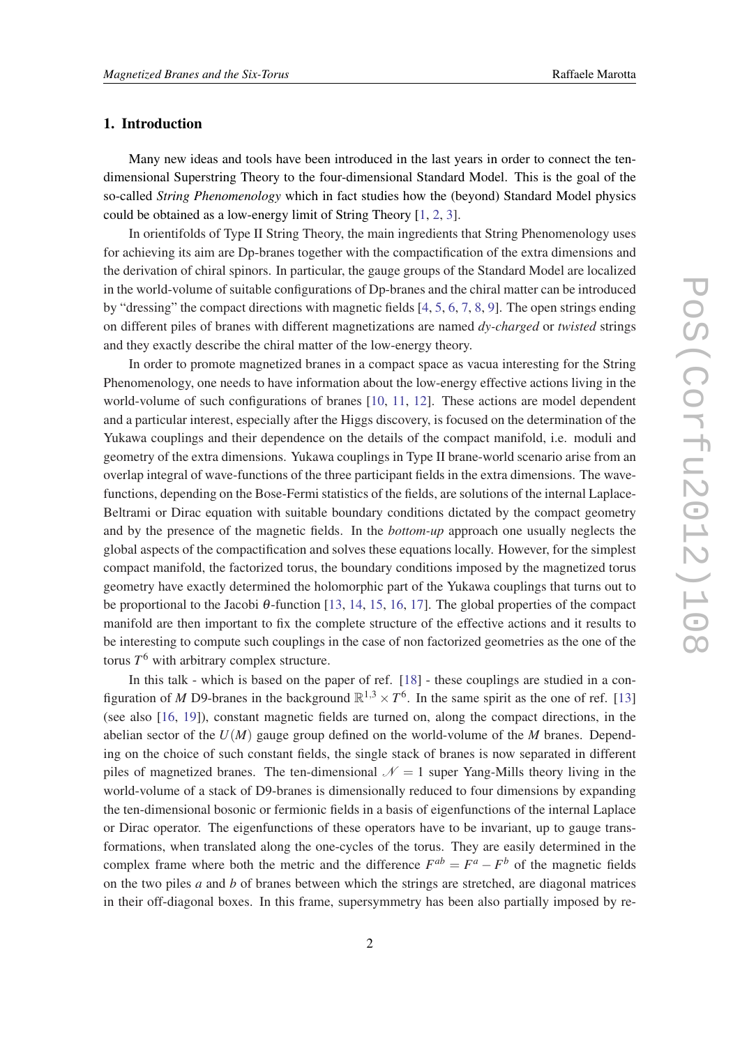## 1. Introduction

Many new ideas and tools have been introduced in the last years in order to connect the ten-dimensional Superstring Theory to the four-dimensional Standard Model. This is the goal of the so-called *String Phenomenology* which in fact studies how the (beyond) Standard Model physics could be obtained as a low-energy limit of String Theory [1, 2, 3].

In orientifolds of Type II String Theory, the main ingredients that String Phenomenology uses for achieving its aim are Dp-branes together with the compactification of the extra dimensions and the derivation of chiral spinors. In particular, the gauge groups of the Standard Model are localized in the world-volume of suitable configurations of Dp-branes and the chiral matter can be introduced by "dressing" the compact directions with magnetic fields [4, 5, 6, 7, 8, 9]. The open strings ending on different piles of branes with different magnetizations are named *dy-charged* or *twisted* strings and they exactly describe the chiral matter of the low-energy theory.

In order to promote magnetized branes in a compact space as vacua interesting for the String Phenomenology, one needs to have information about the low-energy effective actions living in the world-volume of such configurations of branes [10, 11, 12]. These actions are model dependent and a particular interest, especially after the Higgs discovery, is focused on the determination of the Yukawa couplings and their dependence on the details of the compact manifold, i.e. moduli and geometry of the extra dimensions. Yukawa couplings in Type II brane-world scenario arise from an overlap integral of wave-functions of the three participant fields in the extra dimensions. The wave-functions, depending on the Bose-Fermi statistics of the fields, are solutions of the internal Laplace-Beltrami or Dirac equation with suitable boundary conditions dictated by the compact geometry and by the presence of the magnetic fields. In the *bottom-up* approach one usually neglects the global aspects of the compactification and solves these equations locally. However, for the simplest compact manifold, the factorized torus, the boundary conditions imposed by the magnetized torus geometry have exactly determined the holomorphic part of the Yukawa couplings that turns out to be proportional to the Jacobi $\theta$-function [13, 14, 15, 16, 17]. The global properties of the compact manifold are then important to fix the complete structure of the effective actions and it results to be interesting to compute such couplings in the case of non factorized geometries as the one of the torus $T^6$ with arbitrary complex structure.

In this talk - which is based on the paper of ref. [18] - these couplings are studied in a configuration of $M$ D9-branes in the background $\mathbb{R}^{1,3} \times T^6$. In the same spirit as the one of ref. [13] (see also [16, 19]), constant magnetic fields are turned on, along the compact directions, in the abelian sector of the $U(M)$ gauge group defined on the world-volume of the $M$ branes. Depending on the choice of such constant fields, the single stack of branes is now separated in different piles of magnetized branes. The ten-dimensional $\mathcal{N} = 1$ super Yang-Mills theory living in the world-volume of a stack of D9-branes is dimensionally reduced to four dimensions by expanding the ten-dimensional bosonic or fermionic fields in a basis of eigenfunctions of the internal Laplace or Dirac operator. The eigenfunctions of these operators have to be invariant, up to gauge transformations, when translated along the one-cycles of the torus. They are easily determined in the complex frame where both the metric and the difference $F^{ab} = F^a - F^b$ of the magnetic fields on the two piles $a$ and $b$ of branes between which the strings are stretched, are diagonal matrices in their off-diagonal boxes. In this frame, supersymmetry has been also partially imposed by re-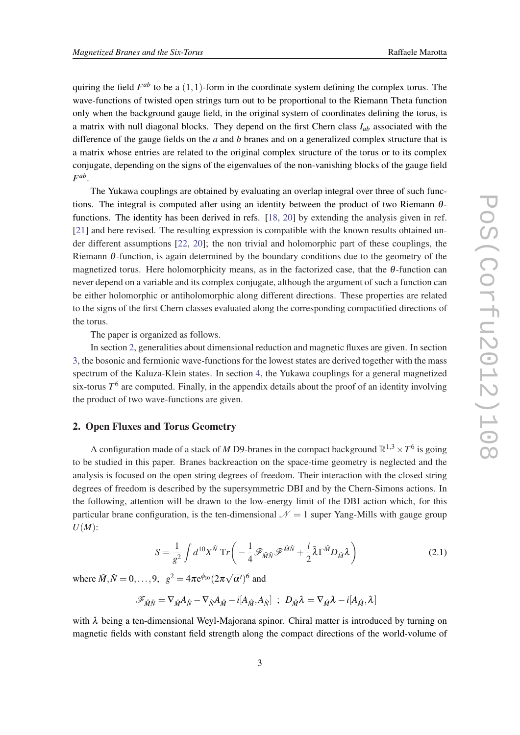quiring the field $F^{ab}$ to be a $(1,1)$-form in the coordinate system defining the complex torus. The wave-functions of twisted open strings turn out to be proportional to the Riemann Theta function only when the background gauge field, in the original system of coordinates defining the torus, is a matrix with null diagonal blocks. They depend on the first Chern class $I_{ab}$ associated with the difference of the gauge fields on the $a$ and $b$ branes and on a generalized complex structure that is a matrix whose entries are related to the original complex structure of the torus or to its complex conjugate, depending on the signs of the eigenvalues of the non-vanishing blocks of the gauge field $F^{ab}$.

The Yukawa couplings are obtained by evaluating an overlap integral over three of such functions. The integral is computed after using an identity between the product of two Riemann $\theta$-functions. The identity has been derived in refs. [18, 20] by extending the analysis given in ref. [21] and here revised. The resulting expression is compatible with the known results obtained under different assumptions [22, 20]; the non trivial and holomorphic part of these couplings, the Riemann $\theta$-function, is again determined by the boundary conditions due to the geometry of the magnetized torus. Here holomorphicity means, as in the factorized case, that the $\theta$-function can never depend on a variable and its complex conjugate, although the argument of such a function can be either holomorphic or antiholomorphic along different directions. These properties are related to the signs of the first Chern classes evaluated along the corresponding compactified directions of the torus.

The paper is organized as follows.

In section 2, generalities about dimensional reduction and magnetic fluxes are given. In section 3, the bosonic and fermionic wave-functions for the lowest states are derived together with the mass spectrum of the Kaluza-Klein states. In section 4, the Yukawa couplings for a general magnetized six-torus $T^6$ are computed. Finally, in the appendix details about the proof of an identity involving the product of two wave-functions are given.

## 2. Open Fluxes and Torus Geometry

A configuration made of a stack of $M$ D9-branes in the compact background $\mathbb{R}^{1,3} \times T^6$ is going to be studied in this paper. Branes backreaction on the space-time geometry is neglected and the analysis is focused on the open string degrees of freedom. Their interaction with the closed string degrees of freedom is described by the supersymmetric DBI and by the Chern-Simons actions. In the following, attention will be drawn to the low-energy limit of the DBI action which, for this particular brane configuration, is the ten-dimensional $\mathcal{N}=1$ super Yang-Mills with gauge group $U(M)$:

$$S = \frac{1}{g^2}\int d^{10}X^{\hat{N}}\, \mathrm{Tr}\left(-\frac{1}{4}\mathscr{F}_{\hat{M}\hat{N}}\mathscr{F}^{\hat{M}\hat{N}} + \frac{i}{2}\bar{\lambda}\Gamma^{\hat{M}}D_{\hat{M}}\lambda\right) \tag{2.1}$$

where $\hat{M},\hat{N} = 0,\ldots,9$, $g^2 = 4\pi e^{\phi_{10}}(2\pi\sqrt{\alpha'})^6$ and

$$\mathscr{F}_{\hat{M}\hat{N}} = \nabla_{\hat{M}}A_{\hat{N}} - \nabla_{\hat{N}}A_{\hat{M}} - i[A_{\hat{M}},A_{\hat{N}}] \;\; ; \;\; D_{\hat{M}}\lambda = \nabla_{\hat{M}}\lambda - i[A_{\hat{M}},\lambda]$$

with $\lambda$ being a ten-dimensional Weyl-Majorana spinor. Chiral matter is introduced by turning on magnetic fields with constant field strength along the compact directions of the world-volume of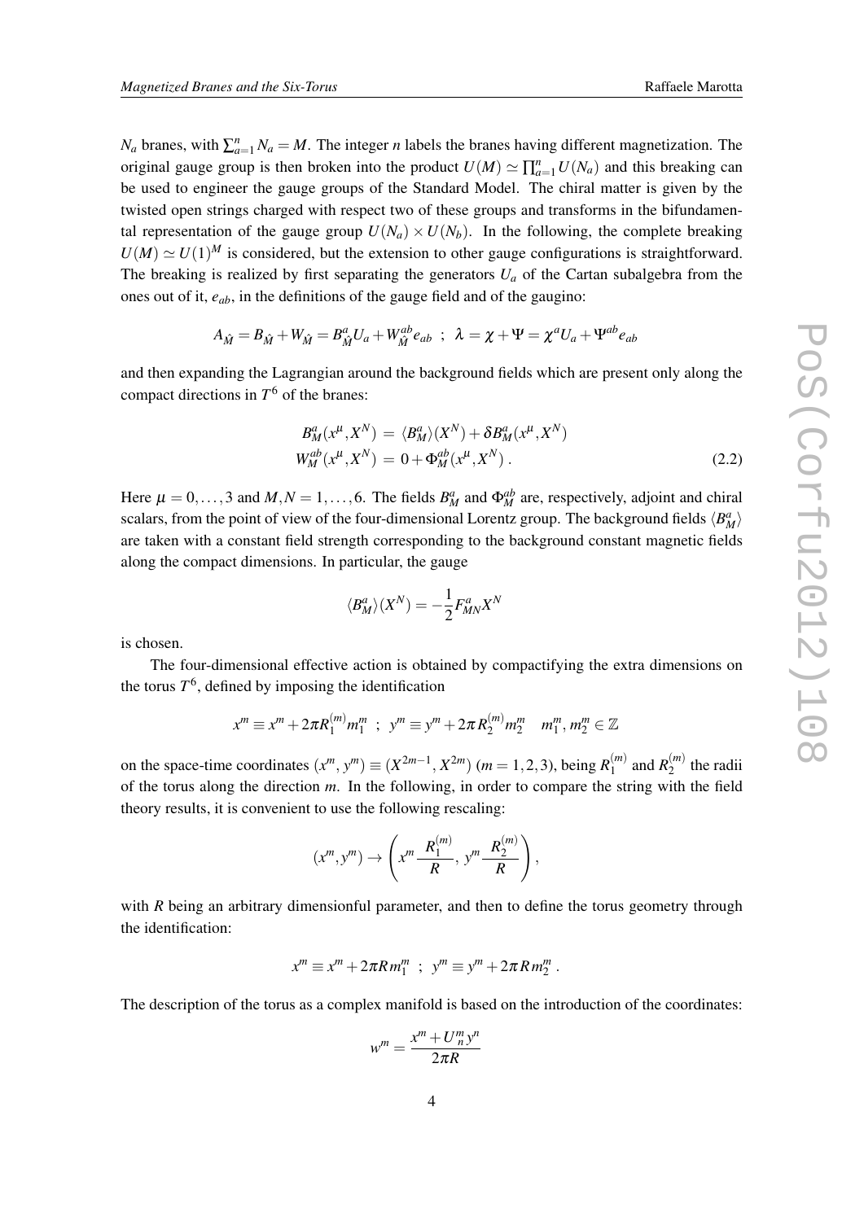$N_a$ branes, with $\sum_{a=1}^{n} N_a = M$. The integer $n$ labels the branes having different magnetization. The original gauge group is then broken into the product $U(M) \simeq \prod_{a=1}^{n} U(N_a)$ and this breaking can be used to engineer the gauge groups of the Standard Model. The chiral matter is given by the twisted open strings charged with respect two of these groups and transforms in the bifundamental representation of the gauge group $U(N_a) \times U(N_b)$. In the following, the complete breaking $U(M) \simeq U(1)^M$ is considered, but the extension to other gauge configurations is straightforward. The breaking is realized by first separating the generators $U_a$ of the Cartan subalgebra from the ones out of it, $e_{ab}$, in the definitions of the gauge field and of the gaugino:

$$A_{\hat{M}} = B_{\hat{M}} + W_{\hat{M}} = B^a_{\hat{M}} U_a + W^{ab}_{\hat{M}} e_{ab} \ ; \ \lambda = \chi + \Psi = \chi^a U_a + \Psi^{ab} e_{ab}$$

and then expanding the Lagrangian around the background fields which are present only along the compact directions in $T^6$ of the branes:

$$\begin{aligned} B^a_M(x^\mu, X^N) &= \langle B^a_M \rangle (X^N) + \delta B^a_M(x^\mu, X^N) \\ W^{ab}_M(x^\mu, X^N) &= 0 + \Phi^{ab}_M(x^\mu, X^N) \, . \end{aligned} \tag{2.2}$$

Here $\mu = 0, \ldots, 3$ and $M, N = 1, \ldots, 6$. The fields $B^a_M$ and $\Phi^{ab}_M$ are, respectively, adjoint and chiral scalars, from the point of view of the four-dimensional Lorentz group. The background fields $\langle B^a_M \rangle$ are taken with a constant field strength corresponding to the background constant magnetic fields along the compact dimensions. In particular, the gauge

$$\langle B^a_M \rangle (X^N) = -\frac{1}{2} F^a_{MN} X^N$$

is chosen.

The four-dimensional effective action is obtained by compactifying the extra dimensions on the torus $T^6$, defined by imposing the identification

$$x^m \equiv x^m + 2\pi R_1^{(m)} m_1^m \ ; \ y^m \equiv y^m + 2\pi R_2^{(m)} m_2^m \quad m_1^m, m_2^m \in \mathbb{Z}$$

on the space-time coordinates $(x^m, y^m) \equiv (X^{2m-1}, X^{2m})$ $(m = 1, 2, 3)$, being $R_1^{(m)}$ and $R_2^{(m)}$ the radii of the torus along the direction $m$. In the following, in order to compare the string with the field theory results, it is convenient to use the following rescaling:

$$(x^m, y^m) \to \left( x^m \frac{R_1^{(m)}}{R}, \, y^m \frac{R_2^{(m)}}{R} \right),$$

with $R$ being an arbitrary dimensionful parameter, and then to define the torus geometry through the identification:

$$x^m \equiv x^m + 2\pi R m_1^m \ ; \ y^m \equiv y^m + 2\pi R m_2^m \, .$$

The description of the torus as a complex manifold is based on the introduction of the coordinates:

$$w^m = \frac{x^m + U^m_{\ n} y^n}{2\pi R}$$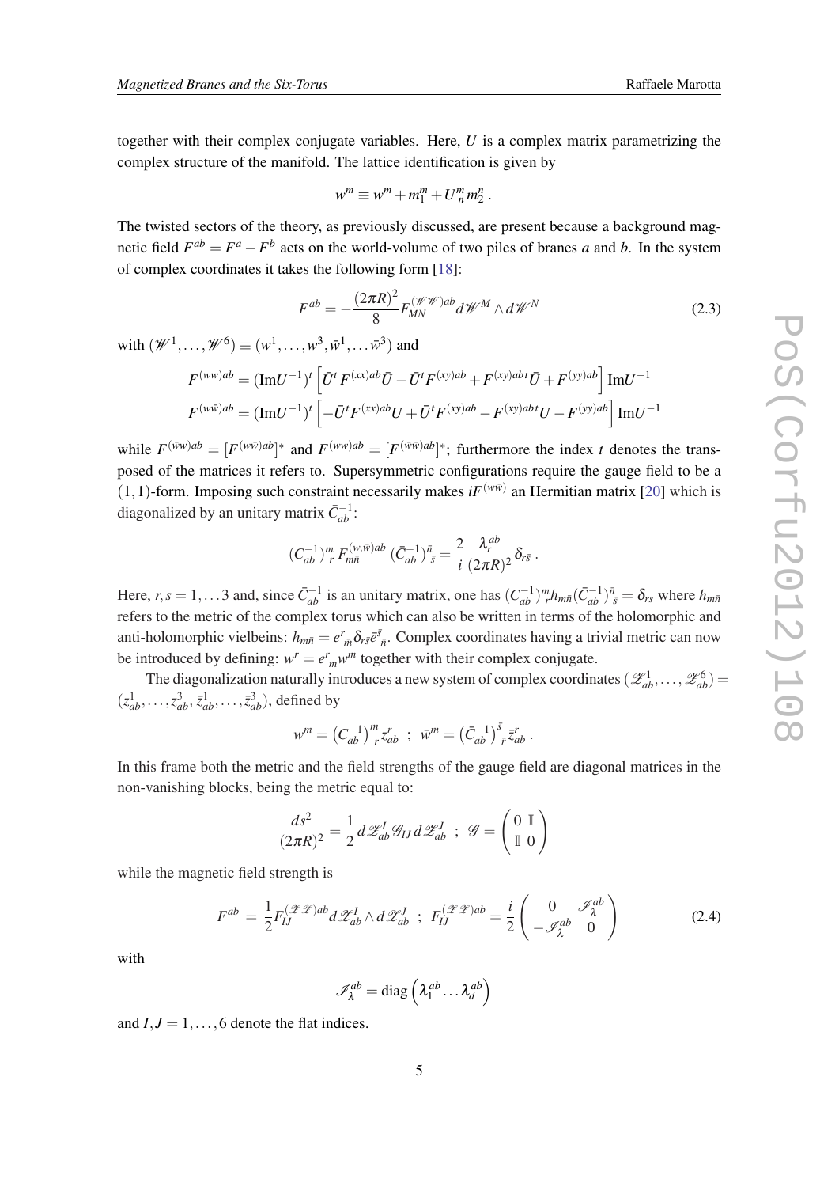together with their complex conjugate variables. Here, $U$ is a complex matrix parametrizing the complex structure of the manifold. The lattice identification is given by

$$w^m \equiv w^m + m_1^m + U^m_{\ n} m_2^n \ .$$

The twisted sectors of the theory, as previously discussed, are present because a background magnetic field $F^{ab} = F^a - F^b$ acts on the world-volume of two piles of branes $a$ and $b$. In the system of complex coordinates it takes the following form [18]:

$$F^{ab} = -\frac{(2\pi R)^2}{8} F^{(\mathscr{W}\mathscr{W})ab}_{MN} d\mathscr{W}^M \wedge d\mathscr{W}^N \tag{2.3}$$

with $(\mathscr{W}^1, \ldots, \mathscr{W}^6) \equiv (w^1, \ldots, w^3, \bar{w}^1, \ldots \bar{w}^3)$ and

$$F^{(ww)ab} = (\mathrm{Im}U^{-1})^t \left[ \bar{U}^t F^{(xx)ab} \bar{U} - \bar{U}^t F^{(xy)ab} + F^{(xy)ab\,t} \bar{U} + F^{(yy)ab} \right] \mathrm{Im}U^{-1}$$
$$F^{(w\bar{w})ab} = (\mathrm{Im}U^{-1})^t \left[ -\bar{U}^t F^{(xx)ab} U + \bar{U}^t F^{(xy)ab} - F^{(xy)ab\,t} U - F^{(yy)ab} \right] \mathrm{Im}U^{-1}$$

while $F^{(\bar{w}w)ab} = [F^{(w\bar{w})ab}]^*$ and $F^{(ww)ab} = [F^{(\bar{w}\bar{w})ab}]^*$; furthermore the index $t$ denotes the transposed of the matrices it refers to. Supersymmetric configurations require the gauge field to be a $(1,1)$-form. Imposing such constraint necessarily makes $iF^{(w\bar{w})}$ an Hermitian matrix [20] which is diagonalized by an unitary matrix $\bar{C}^{-1}_{ab}$:

$$(C^{-1}_{ab})^m_{\ r} \, F^{(w,\bar{w})ab}_{m\bar{n}} \, (\bar{C}^{-1}_{ab})^{\bar{n}}_{\ \bar{s}} = \frac{2}{i} \frac{\lambda^{ab}_r}{(2\pi R)^2} \delta_{r\bar{s}} \ .$$

Here, $r,s = 1,\ldots 3$ and, since $\bar{C}^{-1}_{ab}$ is an unitary matrix, one has $(C^{-1}_{ab})^m_{\ r} h_{m\bar{n}} (\bar{C}^{-1}_{ab})^{\bar{n}}_{\ \bar{s}} = \delta_{rs}$ where $h_{m\bar{n}}$ refers to the metric of the complex torus which can also be written in terms of the holomorphic and anti-holomorphic vielbeins: $h_{m\bar{n}} = e^r_{\ \bar{m}} \delta_{r\bar{s}} \bar{e}^{\bar{s}}_{\ \bar{n}}$. Complex coordinates having a trivial metric can now be introduced by defining: $w^r = e^r_{\ m} w^m$ together with their complex conjugate.

The diagonalization naturally introduces a new system of complex coordinates $(\mathscr{Z}^1_{ab}, \ldots, \mathscr{Z}^6_{ab}) = (z^1_{ab}, \ldots, z^3_{ab}, \bar{z}^1_{ab}, \ldots, \bar{z}^3_{ab})$, defined by

$$w^m = \left(C^{-1}_{ab}\right)^m_{\ r} z^r_{ab} \ \ ; \ \ \bar{w}^m = \left(\bar{C}^{-1}_{ab}\right)^{\bar{s}}_{\ \bar{r}} \bar{z}^r_{ab} \ .$$

In this frame both the metric and the field strengths of the gauge field are diagonal matrices in the non-vanishing blocks, being the metric equal to:

$$\frac{ds^2}{(2\pi R)^2} = \frac{1}{2} d\mathscr{Z}^I_{ab} \mathscr{G}_{IJ} d\mathscr{Z}^J_{ab} \ \ ; \ \ \mathscr{G} = \begin{pmatrix} 0 & \mathbb{I} \\ \mathbb{I} & 0 \end{pmatrix}$$

while the magnetic field strength is

$$F^{ab} = \frac{1}{2} F^{(\mathscr{Z}\mathscr{Z})ab}_{IJ} d\mathscr{Z}^I_{ab} \wedge d\mathscr{Z}^J_{ab} \ \ ; \ \ F^{(\mathscr{Z}\mathscr{Z})ab}_{IJ} = \frac{i}{2} \begin{pmatrix} 0 & \mathscr{I}^{ab}_\lambda \\ -\mathscr{I}^{ab}_\lambda & 0 \end{pmatrix} \tag{2.4}$$

with

$$\mathscr{I}^{ab}_\lambda = \mathrm{diag}\left(\lambda^{ab}_1 \ldots \lambda^{ab}_d\right)$$

and $I,J = 1,\ldots,6$ denote the flat indices.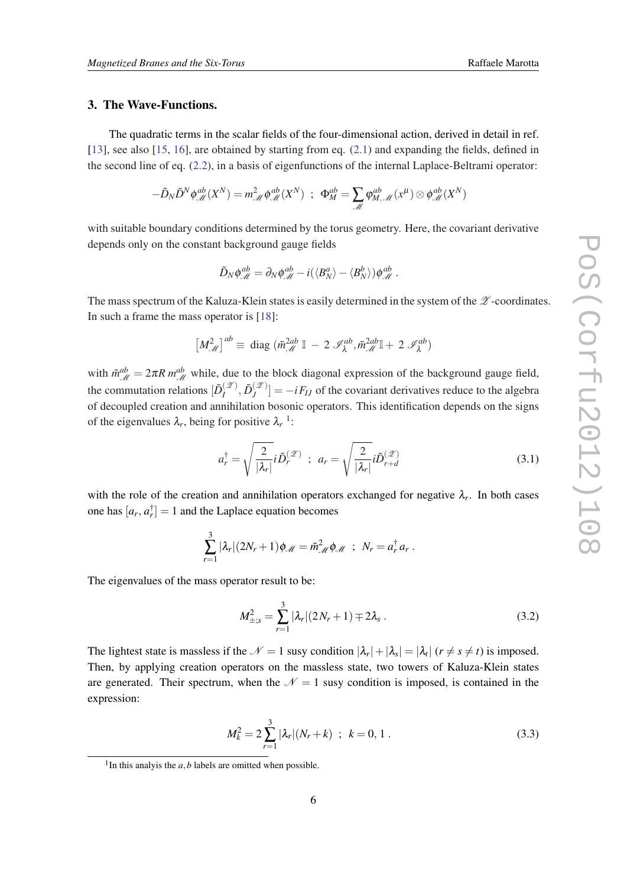## 3. The Wave-Functions.

The quadratic terms in the scalar fields of the four-dimensional action, derived in detail in ref. [13], see also [15, 16], are obtained by starting from eq. (2.1) and expanding the fields, defined in the second line of eq. (2.2), in a basis of eigenfunctions of the internal Laplace-Beltrami operator:

$$-\tilde{D}_N \tilde{D}^N \phi^{ab}_{\mathscr{M}}(X^N) = m^2_{\mathscr{M}} \phi^{ab}_{\mathscr{M}}(X^N) \;\; ; \;\; \Phi^{ab}_M = \sum_{\mathscr{M}} \varphi^{ab}_{M,\mathscr{M}}(x^\mu) \otimes \phi^{ab}_{\mathscr{M}}(X^N)$$

with suitable boundary conditions determined by the torus geometry. Here, the covariant derivative depends only on the constant background gauge fields

$$\tilde{D}_N \phi^{ab}_{\mathscr{M}} = \partial_N \phi^{ab}_{\mathscr{M}} - i(\langle B^a_N \rangle - \langle B^b_N \rangle)\phi^{ab}_{\mathscr{M}} \, .$$

The mass spectrum of the Kaluza-Klein states is easily determined in the system of the $\mathscr{Z}$-coordinates. In such a frame the mass operator is [18]:

$$\left[ M^2_{\mathscr{M}} \right]^{ab} \equiv \text{ diag } (\tilde{m}^{2ab}_{\mathscr{M}} \, \mathbb{I} \, - \, 2 \, \mathscr{I}^{ab}_{\lambda}, \tilde{m}^{2ab}_{\mathscr{M}} \mathbb{I} + \, 2 \, \mathscr{I}^{ab}_{\lambda})$$

with $\tilde{m}^{ab}_{\mathscr{M}} = 2\pi R \, m^{ab}_{\mathscr{M}}$ while, due to the block diagonal expression of the background gauge field, the commutation relations $[\tilde{D}^{(\mathscr{Z})}_I, \tilde{D}^{(\mathscr{Z})}_J] = -i F_{IJ}$ of the covariant derivatives reduce to the algebra of decoupled creation and annihilation bosonic operators. This identification depends on the signs of the eigenvalues $\lambda_r$, being for positive $\lambda_r$ [1]:

$$a^\dagger_r = \sqrt{\frac{2}{|\lambda_r|}} i \tilde{D}^{(\mathscr{Z})}_r \;\; ; \;\; a_r = \sqrt{\frac{2}{|\lambda_r|}} i \tilde{D}^{(\mathscr{Z})}_{r+d} \tag{3.1}$$

with the role of the creation and annihilation operators exchanged for negative $\lambda_r$. In both cases one has $[a_r, a^\dagger_r] = 1$ and the Laplace equation becomes

$$\sum_{r=1}^{3} |\lambda_r|(2N_r + 1)\phi_{\mathscr{M}} = \tilde{m}^2_{\mathscr{M}} \phi_{\mathscr{M}} \;\; ; \;\; N_r = a^\dagger_r a_r \, .$$

The eigenvalues of the mass operator result to be:

$$M^2_{\pm;s} = \sum_{r=1}^{3} |\lambda_r|(2N_r + 1) \mp 2\lambda_s \, . \tag{3.2}$$

The lightest state is massless if the $\mathscr{N} = 1$ susy condition $|\lambda_r| + |\lambda_s| = |\lambda_t|$ ($r \neq s \neq t$) is imposed. Then, by applying creation operators on the massless state, two towers of Kaluza-Klein states are generated. Their spectrum, when the $\mathscr{N} = 1$ susy condition is imposed, is contained in the expression:

$$M^2_k = 2 \sum_{r=1}^{3} |\lambda_r|(N_r + k) \;\; ; \;\; k = 0, 1 \, . \tag{3.3}$$

[1] In this analyis the $a, b$ labels are omitted when possible.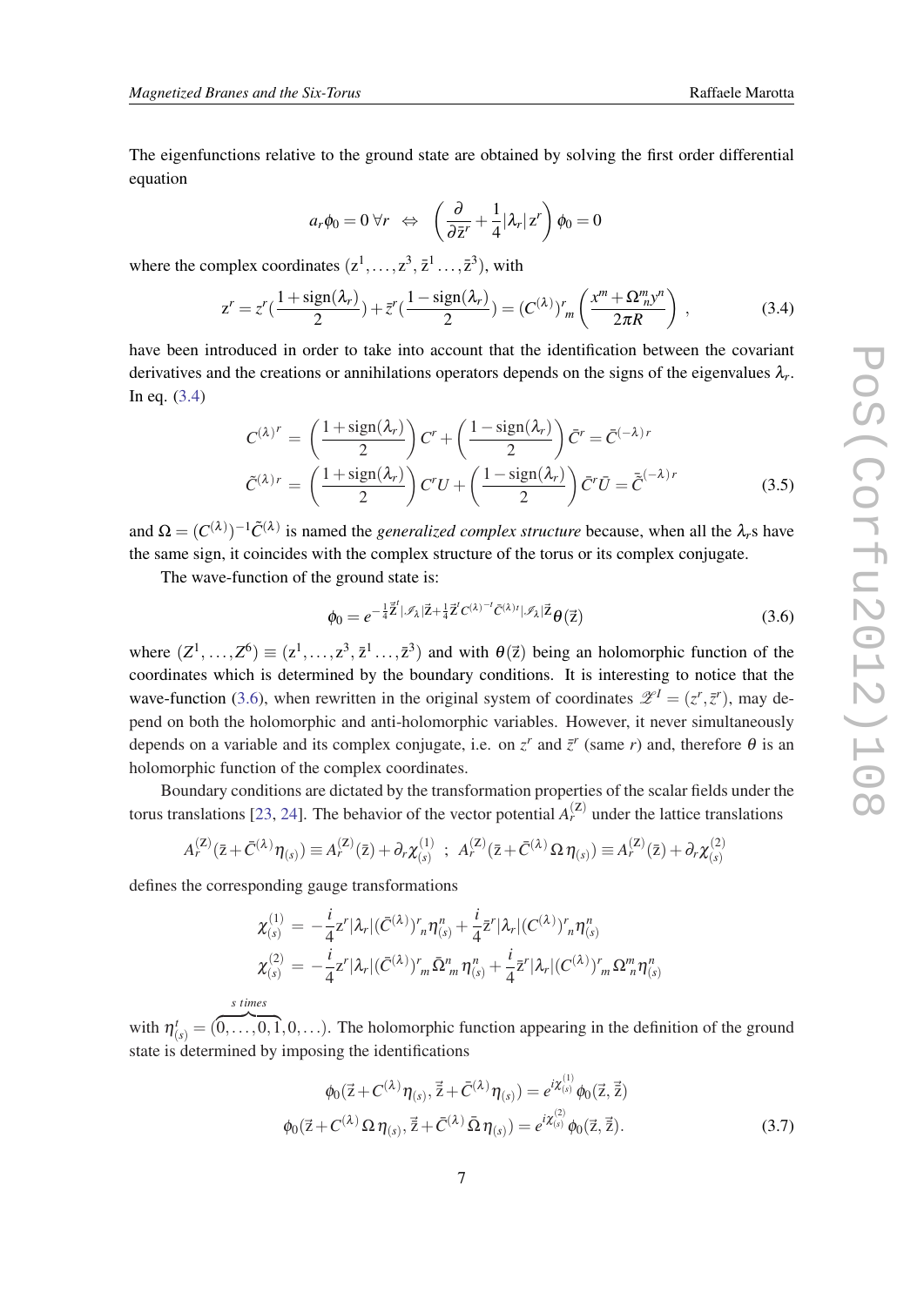The eigenfunctions relative to the ground state are obtained by solving the first order differential equation

$$a_r \phi_0 = 0 \,\forall r \;\;\Leftrightarrow\;\; \left(\frac{\partial}{\partial \bar{\mathrm{z}}^r} + \frac{1}{4}|\lambda_r|\,\mathrm{z}^r\right)\phi_0 = 0$$

where the complex coordinates $(\mathrm{z}^1,\ldots,\mathrm{z}^3,\bar{\mathrm{z}}^1\ldots,\bar{\mathrm{z}}^3)$, with

$$\mathrm{z}^r = z^r\left(\frac{1+\mathrm{sign}(\lambda_r)}{2}\right) + \bar{z}^r\left(\frac{1-\mathrm{sign}(\lambda_r)}{2}\right) = (C^{(\lambda)})^r{}_m\left(\frac{x^m + \Omega^m_n y^n}{2\pi R}\right)\,, \tag{3.4}$$

have been introduced in order to take into account that the identification between the covariant derivatives and the creations or annihilations operators depends on the signs of the eigenvalues $\lambda_r$. In eq. (3.4)

$$\begin{aligned}
C^{(\lambda)\,r} &= \left(\frac{1+\mathrm{sign}(\lambda_r)}{2}\right)C^r + \left(\frac{1-\mathrm{sign}(\lambda_r)}{2}\right)\bar{C}^r = \bar{C}^{(-\lambda)\,r}\\
\tilde{C}^{(\lambda)\,r} &= \left(\frac{1+\mathrm{sign}(\lambda_r)}{2}\right)C^r U + \left(\frac{1-\mathrm{sign}(\lambda_r)}{2}\right)\bar{C}^r \bar{U} = \bar{\tilde{C}}^{(-\lambda)\,r}
\end{aligned} \tag{3.5}$$

and $\Omega = (C^{(\lambda)})^{-1}\tilde{C}^{(\lambda)}$ is named the *generalized complex structure* because, when all the $\lambda_r$s have the same sign, it coincides with the complex structure of the torus or its complex conjugate.

The wave-function of the ground state is:

$$\phi_0 = e^{-\frac{1}{4}\vec{\bar{\mathrm{z}}}^t|\mathscr{I}_\lambda|\vec{\mathrm{z}} + \frac{1}{4}\vec{\mathrm{z}}^t C^{(\lambda)^{-t}}\bar{C}^{(\lambda)t}|\mathscr{I}_\lambda|\vec{\mathrm{z}}}\,\theta(\vec{\mathrm{z}}) \tag{3.6}$$

where $(Z^1,\ldots,Z^6) \equiv (\mathrm{z}^1,\ldots,\mathrm{z}^3,\bar{\mathrm{z}}^1\ldots,\bar{\mathrm{z}}^3)$ and with $\theta(\vec{\mathrm{z}})$ being an holomorphic function of the coordinates which is determined by the boundary conditions. It is interesting to notice that the wave-function (3.6), when rewritten in the original system of coordinates $\mathscr{Z}^I = (z^r, \bar{z}^r)$, may depend on both the holomorphic and anti-holomorphic variables. However, it never simultaneously depends on a variable and its complex conjugate, i.e. on $z^r$ and $\bar{z}^r$ (same $r$) and, therefore $\theta$ is an holomorphic function of the complex coordinates.

Boundary conditions are dictated by the transformation properties of the scalar fields under the torus translations [23, 24]. The behavior of the vector potential $A_r^{(\mathrm{Z})}$ under the lattice translations

$$A_r^{(\mathrm{Z})}(\bar{\mathrm{z}} + \bar{C}^{(\lambda)}\eta_{(s)}) \equiv A_r^{(\mathrm{Z})}(\bar{\mathrm{z}}) + \partial_r\chi^{(1)}_{(s)} \;\;;\;\; A_r^{(\mathrm{Z})}(\bar{\mathrm{z}} + \bar{C}^{(\lambda)}\,\Omega\,\eta_{(s)}) \equiv A_r^{(\mathrm{Z})}(\bar{\mathrm{z}}) + \partial_r\chi^{(2)}_{(s)}$$

defines the corresponding gauge transformations

$$\begin{aligned}
\chi^{(1)}_{(s)} &= -\frac{i}{4}\mathrm{z}^r|\lambda_r|(\bar{C}^{(\lambda)})^r{}_n\eta^n_{(s)} + \frac{i}{4}\bar{\mathrm{z}}^r|\lambda_r|(C^{(\lambda)})^r{}_n\eta^n_{(s)}\\
\chi^{(2)}_{(s)} &= -\frac{i}{4}\mathrm{z}^r|\lambda_r|(\bar{C}^{(\lambda)})^r{}_m\bar{\Omega}^m{}_n\,\eta^n_{(s)} + \frac{i}{4}\bar{\mathrm{z}}^r|\lambda_r|(C^{(\lambda)})^r{}_m\,\Omega^m_n\eta^n_{(s)}
\end{aligned}$$

with $\eta^t_{(s)} = (\overbrace{0,\ldots,0,1}^{s\ times},0,\ldots)$. The holomorphic function appearing in the definition of the ground state is determined by imposing the identifications

$$\begin{aligned}
\phi_0(\vec{\mathrm{z}} + C^{(\lambda)}\eta_{(s)}, \vec{\bar{\mathrm{z}}} + \bar{C}^{(\lambda)}\eta_{(s)}) &= e^{i\chi^{(1)}_{(s)}}\phi_0(\vec{\mathrm{z}},\vec{\bar{\mathrm{z}}})\\
\phi_0(\vec{\mathrm{z}} + C^{(\lambda)}\,\Omega\,\eta_{(s)}, \vec{\bar{\mathrm{z}}} + \bar{C}^{(\lambda)}\,\bar{\Omega}\,\eta_{(s)}) &= e^{i\chi^{(2)}_{(s)}}\phi_0(\vec{\mathrm{z}},\vec{\bar{\mathrm{z}}}).
\end{aligned} \tag{3.7}$$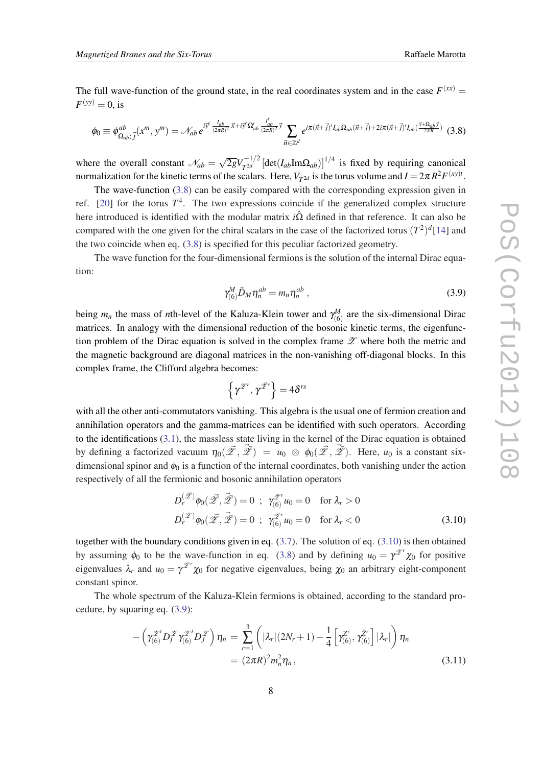The full wave-function of the ground state, in the real coordinates system and in the case $F^{(xx)} = F^{(yy)} = 0$, is

$$\phi_0 \equiv \phi^{ab}_{\Omega_{ab};\,\vec{j}}(x^m, y^m) = \mathcal{N}_{ab}\, e^{i\vec{y}^t \frac{I_{ab}}{(2\pi R)^2}\vec{x} + i\vec{y}^t \Omega^t_{ab} \frac{I^t_{ab}}{(2\pi R)^2}\vec{y}} \sum_{\vec{n}\in\mathbb{Z}^d} e^{i\pi(\vec{n}+\vec{j})^t I_{ab}\Omega_{ab}(\vec{n}+\vec{j}) + 2i\pi(\vec{n}+\vec{j})^t I_{ab}\left(\frac{\vec{x}+\Omega_{ab}\vec{y}}{2\pi R}\right)} \tag{3.8}$$

where the overall constant $\mathcal{N}_{ab} = \sqrt{2g} V^{-1/2}_{T^{2d}} \left[\det(I_{ab}\mathrm{Im}\Omega_{ab})\right]^{1/4}$ is fixed by requiring canonical normalization for the kinetic terms of the scalars. Here, $V_{T^{2d}}$ is the torus volume and $I = 2\pi R^2 F^{(xy)t}$.

The wave-function (3.8) can be easily compared with the corresponding expression given in ref. [20] for the torus $T^4$. The two expressions coincide if the generalized complex structure here introduced is identified with the modular matrix $i\hat{\Omega}$ defined in that reference. It can also be compared with the one given for the chiral scalars in the case of the factorized torus $(T^2)^d$[14] and the two coincide when eq. (3.8) is specified for this peculiar factorized geometry.

The wave function for the four-dimensional fermions is the solution of the internal Dirac equation:

$$\gamma^M_{(6)} \tilde{D}_M \eta^{ab}_n = m_n \eta^{ab}_n\,, \tag{3.9}$$

being $m_n$ the mass of $n$th-level of the Kaluza-Klein tower and $\gamma^M_{(6)}$ are the six-dimensional Dirac matrices. In analogy with the dimensional reduction of the bosonic kinetic terms, the eigenfunction problem of the Dirac equation is solved in the complex frame $\mathscr{Z}$ where both the metric and the magnetic background are diagonal matrices in the non-vanishing off-diagonal blocks. In this complex frame, the Clifford algebra becomes:

$$\left\{\gamma^{\mathscr{Z}^r}, \gamma^{\bar{\mathscr{Z}}^s}\right\} = 4\delta^{rs}$$

with all the other anti-commutators vanishing. This algebra is the usual one of fermion creation and annihilation operators and the gamma-matrices can be identified with such operators. According to the identifications (3.1), the massless state living in the kernel of the Dirac equation is obtained by defining a factorized vacuum $\eta_0(\vec{\mathscr{Z}}, \vec{\bar{\mathscr{Z}}}) = u_0 \otimes \phi_0(\vec{\mathscr{Z}}, \vec{\bar{\mathscr{Z}}})$. Here, $u_0$ is a constant six-dimensional spinor and $\phi_0$ is a function of the internal coordinates, both vanishing under the action respectively of all the fermionic and bosonic annihilation operators

$$\begin{aligned}
D^{(\bar{\mathscr{Z}})}_r \phi_0(\vec{\mathscr{Z}}, \vec{\bar{\mathscr{Z}}}) = 0 \;\;;\;\; \gamma^{\mathscr{Z}^r}_{(6)} u_0 = 0 \quad \text{for } \lambda_r > 0 \\
D^{(\mathscr{Z})}_r \phi_0(\vec{\mathscr{Z}}, \vec{\bar{\mathscr{Z}}}) = 0 \;\;;\;\; \gamma^{\bar{\mathscr{Z}}^r}_{(6)} u_0 = 0 \quad \text{for } \lambda_r < 0
\end{aligned} \tag{3.10}$$

together with the boundary conditions given in eq. (3.7). The solution of eq. (3.10) is then obtained by assuming $\phi_0$ to be the wave-function in eq. (3.8) and by defining $u_0 = \gamma^{\mathscr{Z}^r}\chi_0$ for positive eigenvalues $\lambda_r$ and $u_0 = \gamma^{\bar{\mathscr{Z}}^r}\chi_0$ for negative eigenvalues, being $\chi_0$ an arbitrary eight-component constant spinor.

The whole spectrum of the Kaluza-Klein fermions is obtained, according to the standard procedure, by squaring eq. (3.9):

$$\begin{aligned}
-\left(\gamma^{\mathscr{Z}^I}_{(6)} D^{\mathscr{Z}}_I \gamma^{\mathscr{Z}^J}_{(6)} D^{\mathscr{Z}}_J\right)\eta_n &= \sum_{r=1}^{3}\left(|\lambda_r|(2N_r+1) - \frac{1}{4}\left[\gamma^{\mathscr{Z}^r}_{(6)}, \gamma^{\bar{\mathscr{Z}}^r}_{(6)}\right]|\lambda_r|\right)\eta_n \\
&= (2\pi R)^2 m_n^2 \eta_n\,,
\end{aligned} \tag{3.11}$$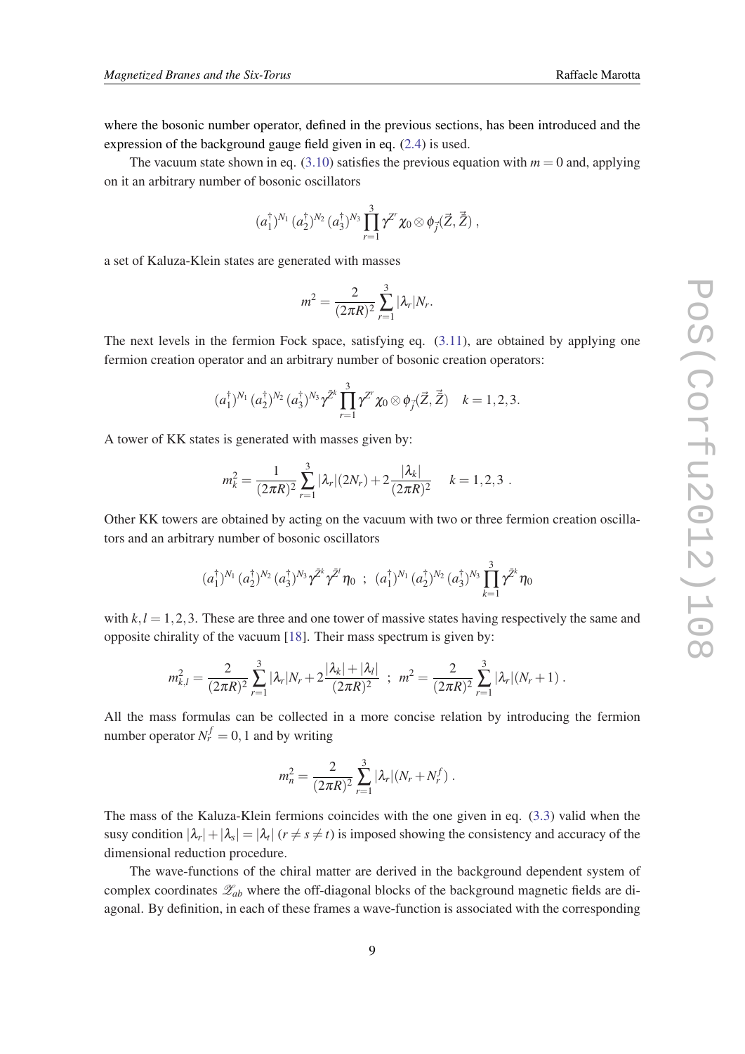where the bosonic number operator, defined in the previous sections, has been introduced and the expression of the background gauge field given in eq. (2.4) is used.

The vacuum state shown in eq. (3.10) satisfies the previous equation with $m = 0$ and, applying on it an arbitrary number of bosonic oscillators

$$(a_1^\dagger)^{N_1}\,(a_2^\dagger)^{N_2}\,(a_3^\dagger)^{N_3}\prod_{r=1}^{3}\gamma^{Z^r}\chi_0\otimes\phi_{\vec{j}}(\vec{Z},\vec{\bar{Z}})\;,$$

a set of Kaluza-Klein states are generated with masses

$$m^2=\frac{2}{(2\pi R)^2}\sum_{r=1}^{3}|\lambda_r|N_r.$$

The next levels in the fermion Fock space, satisfying eq. (3.11), are obtained by applying one fermion creation operator and an arbitrary number of bosonic creation operators:

$$(a_1^\dagger)^{N_1}\,(a_2^\dagger)^{N_2}\,(a_3^\dagger)^{N_3}\gamma^{\bar{Z}^k}\prod_{r=1}^{3}\gamma^{Z^r}\chi_0\otimes\phi_{\vec{j}}(\vec{Z},\vec{\bar{Z}})\quad k=1,2,3.$$

A tower of KK states is generated with masses given by:

$$m_k^2=\frac{1}{(2\pi R)^2}\sum_{r=1}^{3}|\lambda_r|(2N_r)+2\frac{|\lambda_k|}{(2\pi R)^2}\quad k=1,2,3\;.$$

Other KK towers are obtained by acting on the vacuum with two or three fermion creation oscillators and an arbitrary number of bosonic oscillators

$$(a_1^\dagger)^{N_1}\,(a_2^\dagger)^{N_2}\,(a_3^\dagger)^{N_3}\gamma^{\bar{Z}^k}\gamma^{\bar{Z}^l}\eta_0\;\;;\;\;(a_1^\dagger)^{N_1}\,(a_2^\dagger)^{N_2}\,(a_3^\dagger)^{N_3}\prod_{k=1}^{3}\gamma^{\bar{Z}^k}\eta_0$$

with $k,l = 1,2,3$. These are three and one tower of massive states having respectively the same and opposite chirality of the vacuum [18]. Their mass spectrum is given by:

$$m_{k,l}^2=\frac{2}{(2\pi R)^2}\sum_{r=1}^{3}|\lambda_r|N_r+2\frac{|\lambda_k|+|\lambda_l|}{(2\pi R)^2}\;\;;\;\;m^2=\frac{2}{(2\pi R)^2}\sum_{r=1}^{3}|\lambda_r|(N_r+1)\;.$$

All the mass formulas can be collected in a more concise relation by introducing the fermion number operator $N_r^f = 0,1$ and by writing

$$m_n^2=\frac{2}{(2\pi R)^2}\sum_{r=1}^{3}|\lambda_r|(N_r+N_r^f)\;.$$

The mass of the Kaluza-Klein fermions coincides with the one given in eq. (3.3) valid when the susy condition $|\lambda_r|+|\lambda_s| = |\lambda_t|$ ($r\neq s\neq t$) is imposed showing the consistency and accuracy of the dimensional reduction procedure.

The wave-functions of the chiral matter are derived in the background dependent system of complex coordinates $\mathscr{Z}_{ab}$ where the off-diagonal blocks of the background magnetic fields are diagonal. By definition, in each of these frames a wave-function is associated with the corresponding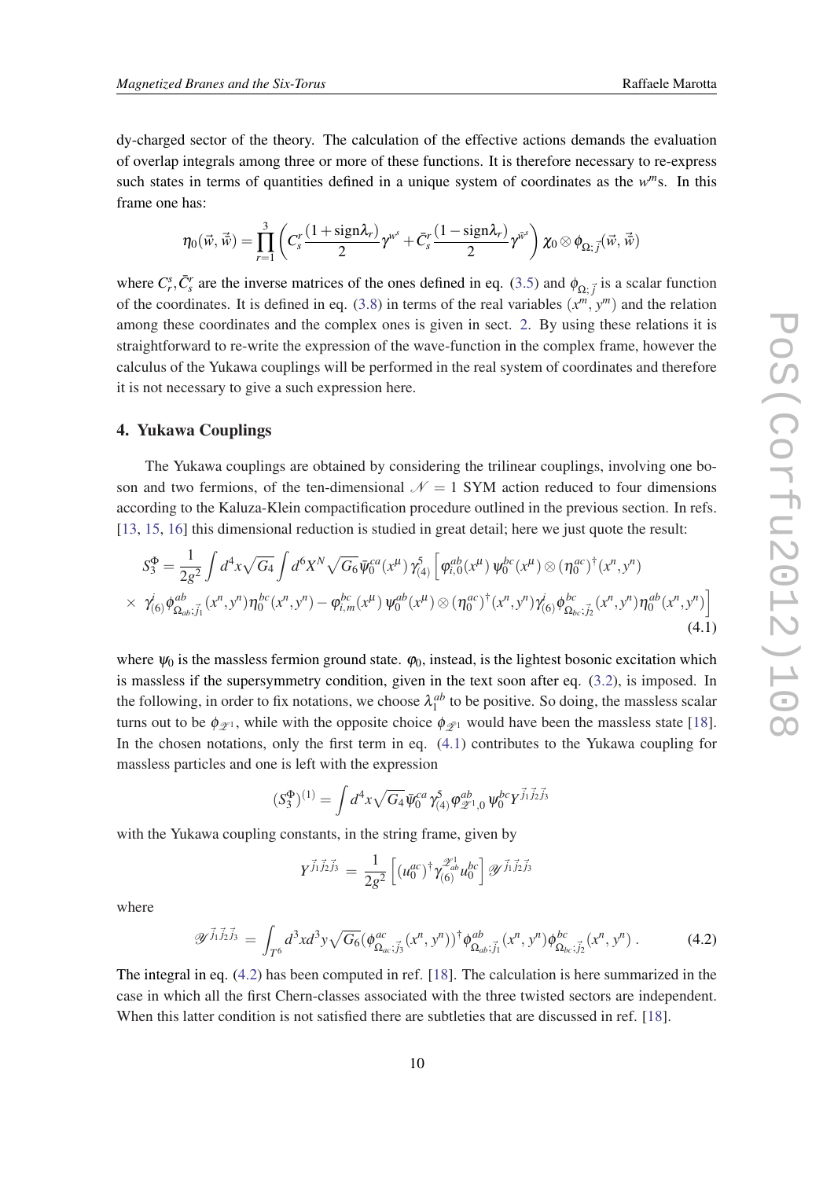dy-charged sector of the theory. The calculation of the effective actions demands the evaluation of overlap integrals among three or more of these functions. It is therefore necessary to re-express such states in terms of quantities defined in a unique system of coordinates as the $w^m$s. In this frame one has:

$$\eta_0(\vec{w},\bar{\vec{w}}) = \prod_{r=1}^{3}\left(C_s^r\frac{(1+\text{sign}\lambda_r)}{2}\gamma^{w^s} + \bar{C}_s^r\frac{(1-\text{sign}\lambda_r)}{2}\gamma^{\bar{w}^s}\right)\chi_0\otimes\phi_{\Omega;\vec{j}}(\vec{w},\bar{\vec{w}})$$

where $C_r^s, \bar{C}_s^r$ are the inverse matrices of the ones defined in eq. (3.5) and $\phi_{\Omega;\vec{j}}$ is a scalar function of the coordinates. It is defined in eq. (3.8) in terms of the real variables $(x^m, y^m)$ and the relation among these coordinates and the complex ones is given in sect. 2. By using these relations it is straightforward to re-write the expression of the wave-function in the complex frame, however the calculus of the Yukawa couplings will be performed in the real system of coordinates and therefore it is not necessary to give a such expression here.

## 4. Yukawa Couplings

The Yukawa couplings are obtained by considering the trilinear couplings, involving one boson and two fermions, of the ten-dimensional $\mathcal{N}=1$ SYM action reduced to four dimensions according to the Kaluza-Klein compactification procedure outlined in the previous section. In refs. [13, 15, 16] this dimensional reduction is studied in great detail; here we just quote the result:

$$\begin{aligned}S_3^{\Phi} &= \frac{1}{2g^2}\int d^4x\sqrt{G_4}\int d^6X^N\sqrt{G_6}\,\bar{\psi}_0^{ca}(x^\mu)\,\gamma_{(4)}^5\Big[\varphi_{i,0}^{ab}(x^\mu)\,\psi_0^{bc}(x^\mu)\otimes(\eta_0^{ac})^\dagger(x^n,y^n)\\ &\times\ \gamma_{(6)}^i\phi_{\Omega_{ab};\vec{j}_1}^{ab}(x^n,y^n)\eta_0^{bc}(x^n,y^n) - \varphi_{i,m}^{bc}(x^\mu)\,\psi_0^{ab}(x^\mu)\otimes(\eta_0^{ac})^\dagger(x^n,y^n)\gamma_{(6)}^i\phi_{\Omega_{bc};\vec{j}_2}^{bc}(x^n,y^n)\eta_0^{ab}(x^n,y^n)\Big]\end{aligned} \tag{4.1}$$

where $\psi_0$ is the massless fermion ground state. $\varphi_0$, instead, is the lightest bosonic excitation which is massless if the supersymmetry condition, given in the text soon after eq. (3.2), is imposed. In the following, in order to fix notations, we choose $\lambda_1^{ab}$ to be positive. So doing, the massless scalar turns out to be $\phi_{\mathscr{Z}^1}$, while with the opposite choice $\phi_{\bar{\mathscr{Z}}^1}$ would have been the massless state [18]. In the chosen notations, only the first term in eq. (4.1) contributes to the Yukawa coupling for massless particles and one is left with the expression

$$(S_3^{\Phi})^{(1)} = \int d^4x\sqrt{G_4}\,\bar{\psi}_0^{ca}\gamma_{(4)}^5\varphi_{\mathscr{Z}^1,0}^{ab}\psi_0^{bc}Y^{\vec{j}_1\vec{j}_2\vec{j}_3}$$

with the Yukawa coupling constants, in the string frame, given by

$$Y^{\vec{j}_1\vec{j}_2\vec{j}_3} = \frac{1}{2g^2}\left[(u_0^{ac})^\dagger\gamma_{(6)}^{\mathscr{Z}^1_{ab}}u_0^{bc}\right]\mathscr{Y}^{\vec{j}_1\vec{j}_2\vec{j}_3}$$

where

$$\mathscr{Y}^{\vec{j}_1\vec{j}_2\vec{j}_3} = \int_{T^6}d^3xd^3y\sqrt{G_6}\,(\phi_{\Omega_{ac};\vec{j}_3}^{ac}(x^n,y^n))^\dagger\phi_{\Omega_{ab};\vec{j}_1}^{ab}(x^n,y^n)\phi_{\Omega_{bc};\vec{j}_2}^{bc}(x^n,y^n)\,. \tag{4.2}$$

The integral in eq. (4.2) has been computed in ref. [18]. The calculation is here summarized in the case in which all the first Chern-classes associated with the three twisted sectors are independent. When this latter condition is not satisfied there are subtleties that are discussed in ref. [18].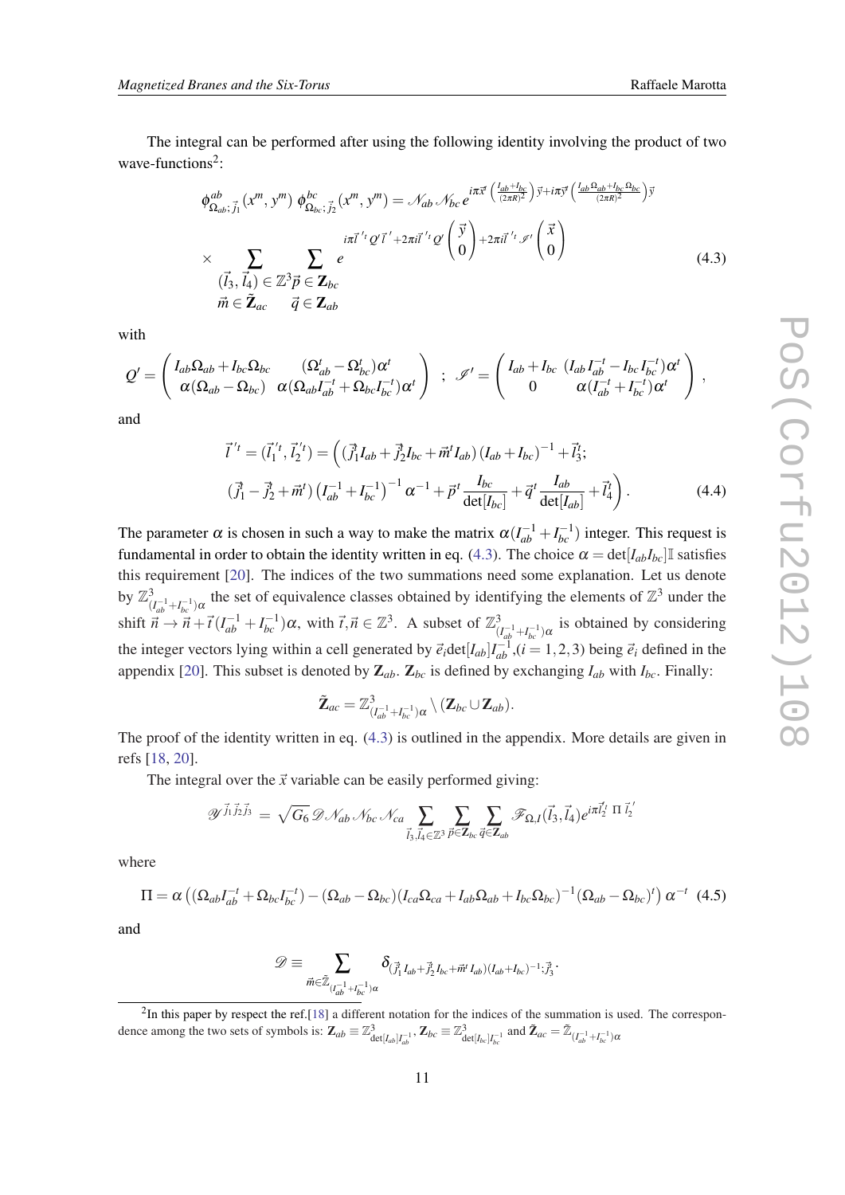The integral can be performed after using the following identity involving the product of two wave-functions[2]:

$$
\phi^{ab}_{\Omega_{ab};\,\vec{j}_1}(x^m, y^m)\;\phi^{bc}_{\Omega_{bc};\,\vec{j}_2}(x^m, y^m) = \mathcal{N}_{ab}\,\mathcal{N}_{bc}\,e^{i\pi\vec{x}^t\left(\frac{I_{ab}+I_{bc}}{(2\pi R)^2}\right)\vec{y}+i\pi\vec{y}^t\left(\frac{I_{ab}\Omega_{ab}+I_{bc}\Omega_{bc}}{(2\pi R)^2}\right)\vec{y}}
$$

$$
\times \sum_{\substack{(\vec{l}_3,\,\vec{l}_4)\,\in\,\mathbb{Z}^3\\ \vec{m}\,\in\,\tilde{\mathbf{Z}}_{ac}}}\;\sum_{\substack{\vec{p}\,\in\,\mathbf{Z}_{bc}\\ \vec{q}\,\in\,\mathbf{Z}_{ab}}} e^{i\pi\vec{l}^{\prime\,t}Q^{\prime}\vec{l}^{\,\prime}+2\pi i\vec{l}^{\prime\,t}Q^{\prime}\begin{pmatrix}\vec{y}\\0\end{pmatrix}+2\pi i\vec{l}^{\prime\,t}\mathscr{I}^{\prime}\begin{pmatrix}\vec{x}\\0\end{pmatrix}} \tag{4.3}
$$

with

$$
Q^{\prime} = \begin{pmatrix} I_{ab}\Omega_{ab}+I_{bc}\Omega_{bc} & (\Omega^t_{ab}-\Omega^t_{bc})\alpha^t \\ \alpha(\Omega_{ab}-\Omega_{bc}) & \alpha(\Omega_{ab}I^{-t}_{ab}+\Omega_{bc}I^{-t}_{bc})\alpha^t \end{pmatrix} \;\;;\;\; \mathscr{I}^{\prime} = \begin{pmatrix} I_{ab}+I_{bc} & (I_{ab}I^{-t}_{ab}-I_{bc}I^{-t}_{bc})\alpha^t \\ 0 & \alpha(I^{-t}_{ab}+I^{-t}_{bc})\alpha^t \end{pmatrix}\,,
$$

and

$$
\begin{aligned}
\vec{l}^{\,\prime\,t} = (\vec{l}_1^{\,\prime\,t}, \vec{l}_2^{\,\prime\,t}) = \Big( &(\vec{j}_1^{\,t} I_{ab}+\vec{j}_2^{\,t} I_{bc}+\vec{m}^t I_{ab})\,(I_{ab}+I_{bc})^{-1}+\vec{l}_3^{\,t};\\
&(\vec{j}_1^{\,t}-\vec{j}_2^{\,t}+\vec{m}^t)\left(I^{-1}_{ab}+I^{-1}_{bc}\right)^{-1}\alpha^{-1}+\vec{p}^{\,t}\,\frac{I_{bc}}{\det[I_{bc}]}+\vec{q}^{\,t}\,\frac{I_{ab}}{\det[I_{ab}]}+\vec{l}_4^{\,t}\Big)\,.
\end{aligned} \tag{4.4}
$$

The parameter $\alpha$ is chosen in such a way to make the matrix $\alpha(I^{-1}_{ab}+I^{-1}_{bc})$ integer. This request is fundamental in order to obtain the identity written in eq. (4.3). The choice $\alpha = \det[I_{ab}I_{bc}]\mathbb{I}$ satisfies this requirement [20]. The indices of the two summations need some explanation. Let us denote by $\mathbb{Z}^3_{(I^{-1}_{ab}+I^{-1}_{bc})\alpha}$ the set of equivalence classes obtained by identifying the elements of $\mathbb{Z}^3$ under the shift $\vec{n}\to\vec{n}+\vec{t}\,(I^{-1}_{ab}+I^{-1}_{bc})\alpha$, with $\vec{t},\vec{n}\in\mathbb{Z}^3$. A subset of $\mathbb{Z}^3_{(I^{-1}_{ab}+I^{-1}_{bc})\alpha}$ is obtained by considering the integer vectors lying within a cell generated by $\vec{e}_i\det[I_{ab}]I^{-1}_{ab}$,$(i=1,2,3)$ being $\vec{e}_i$ defined in the appendix [20]. This subset is denoted by $\mathbf{Z}_{ab}$. $\mathbf{Z}_{bc}$ is defined by exchanging $I_{ab}$ with $I_{bc}$. Finally:

$$
\tilde{\mathbf{Z}}_{ac} = \mathbb{Z}^3_{(I^{-1}_{ab}+I^{-1}_{bc})\alpha}\setminus(\mathbf{Z}_{bc}\cup\mathbf{Z}_{ab}).
$$

The proof of the identity written in eq. (4.3) is outlined in the appendix. More details are given in refs [18, 20].

The integral over the $\vec{x}$ variable can be easily performed giving:

$$
\mathscr{Y}^{\vec{j}_1\vec{j}_2\vec{j}_3} \;=\; \sqrt{G_6}\,\mathscr{D}\mathcal{N}_{ab}\,\mathcal{N}_{bc}\,\mathcal{N}_{ca}\sum_{\vec{l}_3,\vec{l}_4\in\mathbb{Z}^3}\;\sum_{\vec{p}\in\mathbf{Z}_{bc}}\;\sum_{\vec{q}\in\mathbf{Z}_{ab}}\mathscr{F}_{\Omega,I}(\vec{l}_3,\vec{l}_4)\,e^{i\pi\vec{l}_2^{\,\prime\,t}\,\Pi\,\vec{l}_2^{\,\prime}}
$$

where

$$
\Pi = \alpha\left((\Omega_{ab}I^{-t}_{ab}+\Omega_{bc}I^{-t}_{bc})-(\Omega_{ab}-\Omega_{bc})(I_{ca}\Omega_{ca}+I_{ab}\Omega_{ab}+I_{bc}\Omega_{bc})^{-1}(\Omega_{ab}-\Omega_{bc})^t\right)\alpha^{-t} \tag{4.5}
$$

and

$$
\mathscr{D} \equiv \sum_{\vec{m}\in\tilde{\mathbb{Z}}_{(I^{-1}_{ab}+I^{-1}_{bc})\alpha}} \delta_{(\vec{j}_1^{\,t}I_{ab}+\vec{j}_2^{\,t}I_{bc}+\vec{m}^t I_{ab})(I_{ab}+I_{bc})^{-1};\,\vec{j}_3^{\,t}}\,.
$$

---

[2] In this paper by respect the ref.[18] a different notation for the indices of the summation is used. The correspondence among the two sets of symbols is: $\mathbf{Z}_{ab}\equiv\mathbb{Z}^3_{\det[I_{ab}]I^{-1}_{ab}}$, $\mathbf{Z}_{bc}\equiv\mathbb{Z}^3_{\det[I_{bc}]I^{-1}_{bc}}$ and $\tilde{\mathbf{Z}}_{ac}=\tilde{\mathbb{Z}}_{(I^{-1}_{ab}+I^{-1}_{bc})\alpha}$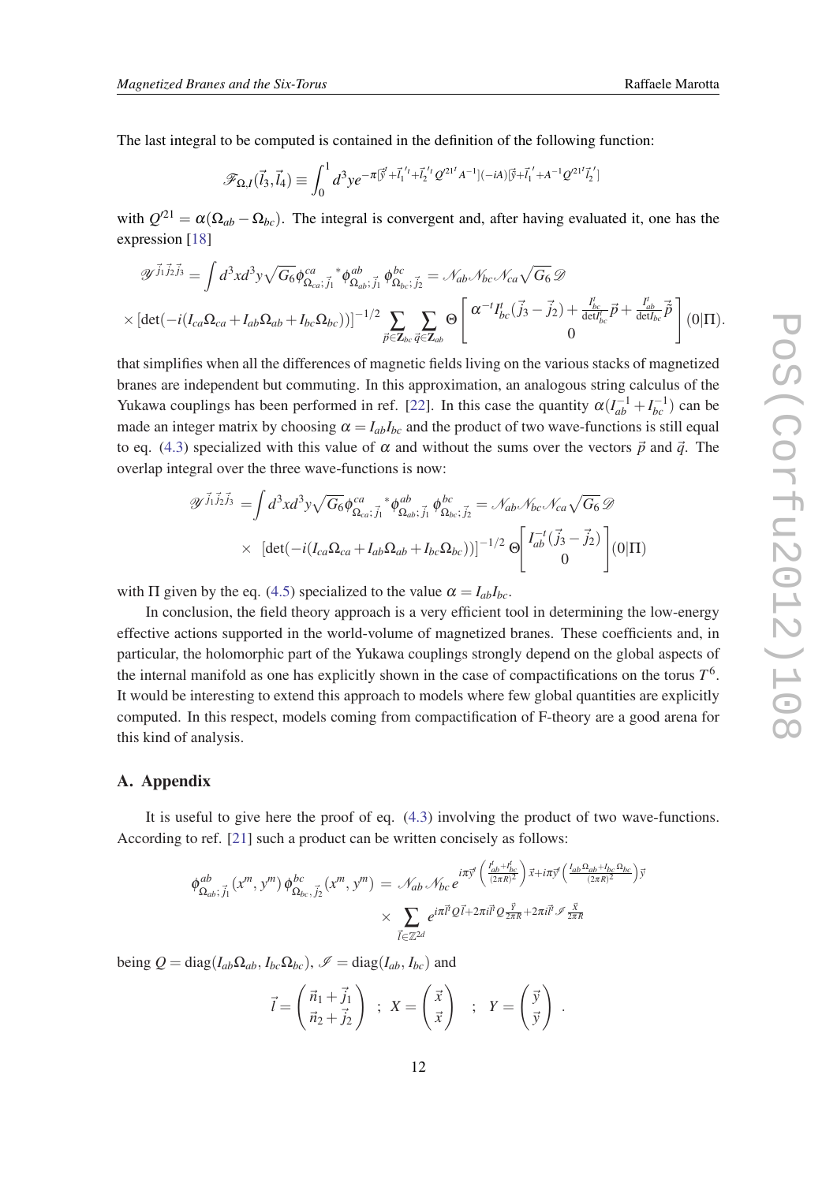The last integral to be computed is contained in the definition of the following function:

$$\mathscr{F}_{\Omega,I}(\vec{l}_3,\vec{l}_4) \equiv \int_0^1 d^3y e^{-\pi[\vec{y}^t+\vec{l}_1{}'^t+\vec{l}_2{}'^t Q'^{21^t} A^{-1}](-iA)[\vec{y}+\vec{l}_1{}'+A^{-1}Q'^{21^t}\vec{l}_2{}']}$$

with $Q'^{21} = \alpha(\Omega_{ab} - \Omega_{bc})$. The integral is convergent and, after having evaluated it, one has the expression [18]

$$\mathscr{Y}^{\vec{j}_1\vec{j}_2\vec{j}_3} = \int d^3x d^3y \sqrt{G_6} \phi^{ca}_{\Omega_{ca};\vec{j}_1}{}^* \phi^{ab}_{\Omega_{ab};\vec{j}_1} \phi^{bc}_{\Omega_{bc};\vec{j}_2} = \mathscr{N}_{ab}\mathscr{N}_{bc}\mathscr{N}_{ca}\sqrt{G_6}\,\mathscr{D}$$
$$\times \left[\det(-i(I_{ca}\Omega_{ca}+I_{ab}\Omega_{ab}+I_{bc}\Omega_{bc}))\right]^{-1/2} \sum_{\vec{p}\in \mathbf{Z}_{bc}} \sum_{\vec{q}\in \mathbf{Z}_{ab}} \Theta\begin{bmatrix} \alpha^{-t} I^t_{bc}(\vec{j}_3-\vec{j}_2) + \frac{I^t_{bc}}{\det I^t_{bc}}\vec{p} + \frac{I^t_{ab}}{\det I_{bc}}\vec{p} \\ 0 \end{bmatrix}(0|\Pi).$$

that simplifies when all the differences of magnetic fields living on the various stacks of magnetized branes are independent but commuting. In this approximation, an analogous string calculus of the Yukawa couplings has been performed in ref. [22]. In this case the quantity $\alpha(I^{-1}_{ab}+I^{-1}_{bc})$ can be made an integer matrix by choosing $\alpha = I_{ab}I_{bc}$ and the product of two wave-functions is still equal to eq. (4.3) specialized with this value of $\alpha$ and without the sums over the vectors $\vec{p}$ and $\vec{q}$. The overlap integral over the three wave-functions is now:

$$\mathscr{Y}^{\vec{j}_1\vec{j}_2\vec{j}_3} = \int d^3x d^3y \sqrt{G_6} \phi^{ca}_{\Omega_{ca};\vec{j}_1}{}^* \phi^{ab}_{\Omega_{ab};\vec{j}_1} \phi^{bc}_{\Omega_{bc};\vec{j}_2} = \mathscr{N}_{ab}\mathscr{N}_{bc}\mathscr{N}_{ca}\sqrt{G_6}\,\mathscr{D}$$
$$\times \quad \left[\det(-i(I_{ca}\Omega_{ca}+I_{ab}\Omega_{ab}+I_{bc}\Omega_{bc}))\right]^{-1/2} \Theta\begin{bmatrix} I^{-t}_{ab}(\vec{j}_3-\vec{j}_2) \\ 0 \end{bmatrix}(0|\Pi)$$

with $\Pi$ given by the eq. (4.5) specialized to the value $\alpha = I_{ab}I_{bc}$.

In conclusion, the field theory approach is a very efficient tool in determining the low-energy effective actions supported in the world-volume of magnetized branes. These coefficients and, in particular, the holomorphic part of the Yukawa couplings strongly depend on the global aspects of the internal manifold as one has explicitly shown in the case of compactifications on the torus $T^6$. It would be interesting to extend this approach to models where few global quantities are explicitly computed. In this respect, models coming from compactification of F-theory are a good arena for this kind of analysis.

## A. Appendix

It is useful to give here the proof of eq. (4.3) involving the product of two wave-functions. According to ref. [21] such a product can be written concisely as follows:

$$\phi^{ab}_{\Omega_{ab};\vec{j}_1}(x^m,y^m)\,\phi^{bc}_{\Omega_{bc};\vec{j}_2}(x^m,y^m) = \mathscr{N}_{ab}\,\mathscr{N}_{bc}\, e^{i\pi\vec{y}^t\left(\frac{I^t_{ab}+I^t_{bc}}{(2\pi R)^2}\right)\vec{x}+i\pi\vec{y}^t\left(\frac{I_{ab}\Omega_{ab}+I_{bc}\Omega_{bc}}{(2\pi R)^2}\right)\vec{y}}$$
$$\times \sum_{\vec{l}\in\mathbb{Z}^{2d}} e^{i\pi\vec{l}^t Q\vec{l}+2\pi i\vec{l}^t Q\frac{\vec{Y}}{2\pi R}+2\pi i\vec{l}^t\mathscr{I}\frac{\vec{X}}{2\pi R}}$$

being $Q = \mathrm{diag}(I_{ab}\Omega_{ab}, I_{bc}\Omega_{bc})$, $\mathscr{I} = \mathrm{diag}(I_{ab}, I_{bc})$ and

$$\vec{l} = \begin{pmatrix} \vec{n}_1+\vec{j}_1 \\ \vec{n}_2+\vec{j}_2 \end{pmatrix} \;\; ; \;\; X = \begin{pmatrix} \vec{x} \\ \vec{x} \end{pmatrix} \quad ; \quad Y = \begin{pmatrix} \vec{y} \\ \vec{y} \end{pmatrix} \; .$$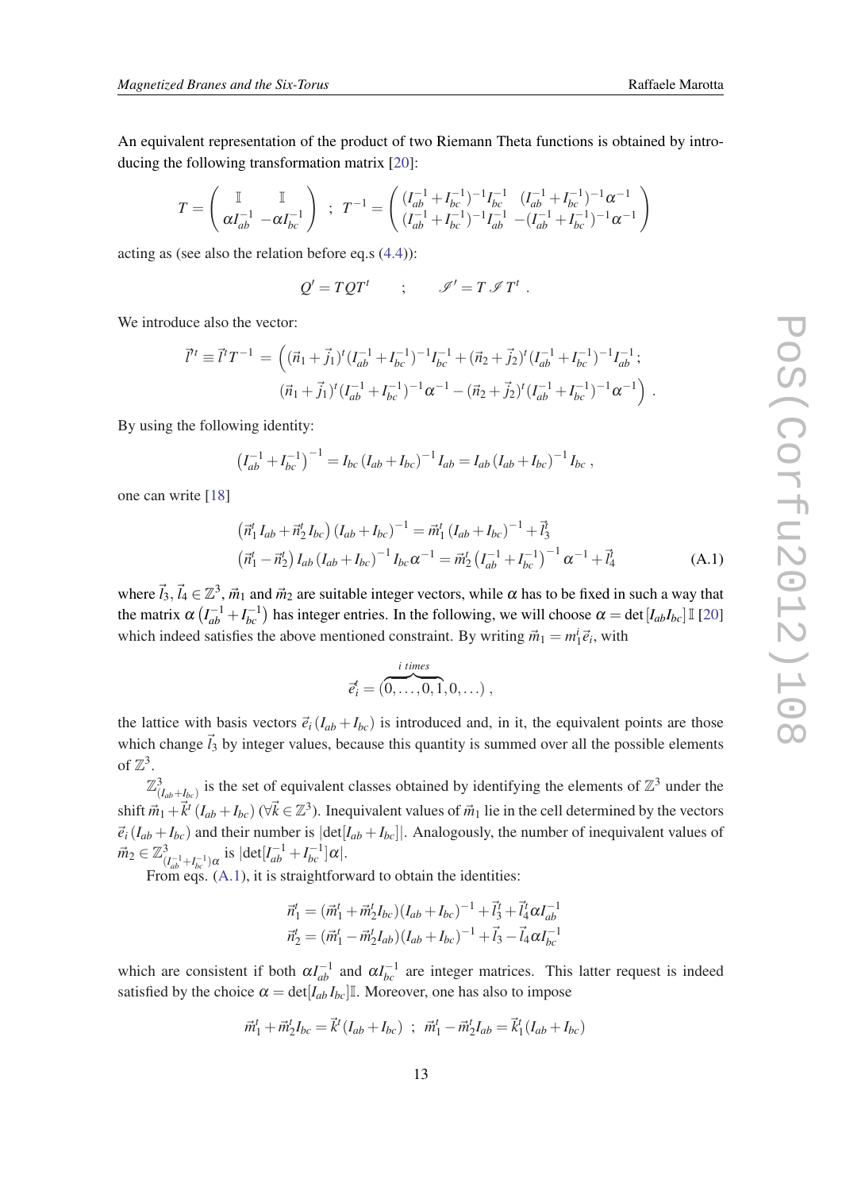An equivalent representation of the product of two Riemann Theta functions is obtained by introducing the following transformation matrix [20]:

$$
T = \begin{pmatrix} \mathbb{I} & \mathbb{I} \\ \alpha I_{ab}^{-1} & -\alpha I_{bc}^{-1} \end{pmatrix} \;\; ; \;\; T^{-1} = \begin{pmatrix} (I_{ab}^{-1}+I_{bc}^{-1})^{-1} I_{bc}^{-1} & (I_{ab}^{-1}+I_{bc}^{-1})^{-1}\alpha^{-1} \\ (I_{ab}^{-1}+I_{bc}^{-1})^{-1} I_{ab}^{-1} & -(I_{ab}^{-1}+I_{bc}^{-1})^{-1}\alpha^{-1} \end{pmatrix}
$$

acting as (see also the relation before eq.s (4.4)):

$$
Q' = T Q T^t \qquad ; \qquad \mathscr{I}' = T \, \mathscr{I} \, T^t \; .
$$

We introduce also the vector:

$$
\begin{aligned}
\vec{l}'^t \equiv \vec{l}^t T^{-1} = \Big( & (\vec{n}_1+\vec{j}_1)^t (I_{ab}^{-1}+I_{bc}^{-1})^{-1} I_{bc}^{-1} + (\vec{n}_2+\vec{j}_2)^t (I_{ab}^{-1}+I_{bc}^{-1})^{-1} I_{ab}^{-1} \, ; \\
& (\vec{n}_1+\vec{j}_1)^t (I_{ab}^{-1}+I_{bc}^{-1})^{-1}\alpha^{-1} - (\vec{n}_2+\vec{j}_2)^t (I_{ab}^{-1}+I_{bc}^{-1})^{-1}\alpha^{-1} \Big) \; .
\end{aligned}
$$

By using the following identity:

$$
\left(I_{ab}^{-1}+I_{bc}^{-1}\right)^{-1} = I_{bc}\left(I_{ab}+I_{bc}\right)^{-1} I_{ab} = I_{ab}\left(I_{ab}+I_{bc}\right)^{-1} I_{bc} \; ,
$$

one can write [18]

$$
\begin{aligned}
&\left(\vec{n}_1^t \, I_{ab} + \vec{n}_2^t \, I_{bc}\right)\left(I_{ab}+I_{bc}\right)^{-1} = \vec{m}_1^t \left(I_{ab}+I_{bc}\right)^{-1} + \vec{l}_3^t \\
&\left(\vec{n}_1^t - \vec{n}_2^t\right) I_{ab}\left(I_{ab}+I_{bc}\right)^{-1} I_{bc}\,\alpha^{-1} = \vec{m}_2^t \left(I_{ab}^{-1}+I_{bc}^{-1}\right)^{-1}\alpha^{-1} + \vec{l}_4^t
\end{aligned}
\tag{A.1}
$$

where $\vec{l}_3, \vec{l}_4 \in \mathbb{Z}^3$, $\vec{m}_1$ and $\vec{m}_2$ are suitable integer vectors, while $\alpha$ has to be fixed in such a way that the matrix $\alpha\left(I_{ab}^{-1}+I_{bc}^{-1}\right)$ has integer entries. In the following, we will choose $\alpha = \det[I_{ab} I_{bc}]\,\mathbb{I}$ [20] which indeed satisfies the above mentioned constraint. By writing $\vec{m}_1 = m_1^i \vec{e}_i$, with

$$
\vec{e}_i^{\,t} = (\overbrace{0,\ldots,0,1}^{i\ times},0,\ldots) \; ,
$$

the lattice with basis vectors $\vec{e}_i\,(I_{ab}+I_{bc})$ is introduced and, in it, the equivalent points are those which change $\vec{l}_3$ by integer values, because this quantity is summed over all the possible elements of $\mathbb{Z}^3$.

$\mathbb{Z}^3_{(I_{ab}+I_{bc})}$ is the set of equivalent classes obtained by identifying the elements of $\mathbb{Z}^3$ under the shift $\vec{m}_1 + \vec{k}^t\,(I_{ab}+I_{bc})$ ($\forall \vec{k} \in \mathbb{Z}^3$). Inequivalent values of $\vec{m}_1$ lie in the cell determined by the vectors $\vec{e}_i\,(I_{ab}+I_{bc})$ and their number is $|\det[I_{ab}+I_{bc}]|$. Analogously, the number of inequivalent values of $\vec{m}_2 \in \mathbb{Z}^3_{(I_{ab}^{-1}+I_{bc}^{-1})\alpha}$ is $|\det[I_{ab}^{-1}+I_{bc}^{-1}]\alpha|$.

From eqs. (A.1), it is straightforward to obtain the identities:

$$
\begin{aligned}
\vec{n}_1^t &= (\vec{m}_1^t + \vec{m}_2^t I_{bc})(I_{ab}+I_{bc})^{-1} + \vec{l}_3^t + \vec{l}_4^t \alpha I_{ab}^{-1} \\
\vec{n}_2^t &= (\vec{m}_1^t - \vec{m}_2^t I_{ab})(I_{ab}+I_{bc})^{-1} + \vec{l}_3 - \vec{l}_4 \alpha I_{bc}^{-1}
\end{aligned}
$$

which are consistent if both $\alpha I_{ab}^{-1}$ and $\alpha I_{bc}^{-1}$ are integer matrices. This latter request is indeed satisfied by the choice $\alpha = \det[I_{ab} I_{bc}]\mathbb{I}$. Moreover, one has also to impose

$$
\vec{m}_1^t + \vec{m}_2^t I_{bc} = \vec{k}^t (I_{ab}+I_{bc}) \;\; ; \;\; \vec{m}_1^t - \vec{m}_2^t I_{ab} = \vec{k}_1^t (I_{ab}+I_{bc})
$$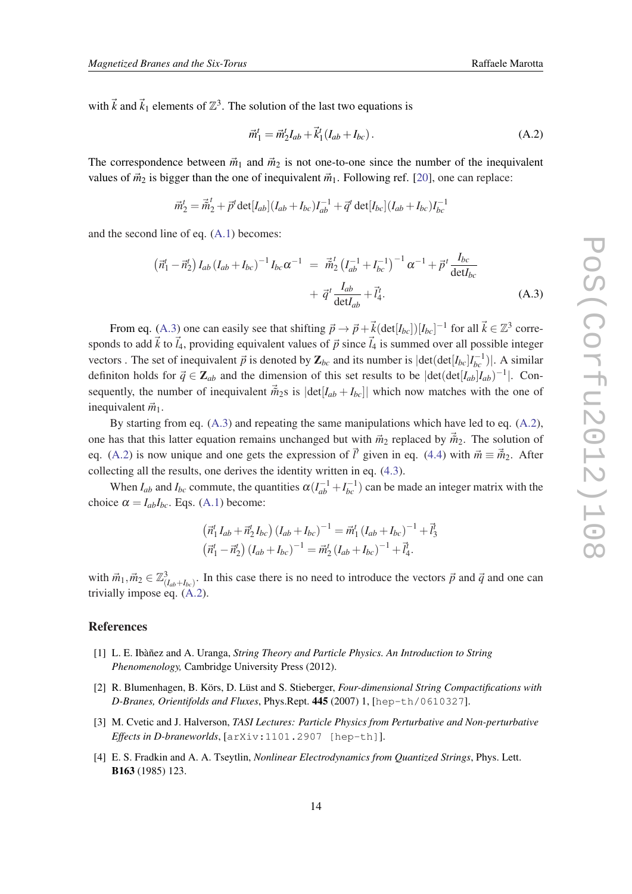with $\vec{k}$ and $\vec{k}_1$ elements of $\mathbb{Z}^3$. The solution of the last two equations is

$$\vec{m}_1^t = \vec{m}_2^t I_{ab} + \vec{k}_1^t (I_{ab} + I_{bc})\,. \tag{A.2}$$

The correspondence between $\vec{m}_1$ and $\vec{m}_2$ is not one-to-one since the number of the inequivalent values of $\vec{m}_2$ is bigger than the one of inequivalent $\vec{m}_1$. Following ref. [20], one can replace:

$$\vec{m}_2^t = \vec{\tilde{m}}_2^{\,t} + \vec{p}^t \det[I_{ab}](I_{ab}+I_{bc})I_{ab}^{-1} + \vec{q}^t \det[I_{bc}](I_{ab}+I_{bc})I_{bc}^{-1}$$

and the second line of eq. (A.1) becomes:

$$\begin{aligned}\left(\vec{n}_1^t - \vec{n}_2^t\right) I_{ab}\left(I_{ab}+I_{bc}\right)^{-1} I_{bc}\alpha^{-1} \;&=\; \vec{\tilde{m}}_2^{\,t}\left(I_{ab}^{-1}+I_{bc}^{-1}\right)^{-1}\alpha^{-1} + \vec{p}^{\,t}\,\frac{I_{bc}}{\det I_{bc}} \\ &+\; \vec{q}^{\,t}\,\frac{I_{ab}}{\det I_{ab}} + \vec{l}_4^t.\end{aligned} \tag{A.3}$$

From eq. (A.3) one can easily see that shifting $\vec{p} \to \vec{p} + \vec{k}(\det[I_{bc}])[I_{bc}]^{-1}$ for all $\vec{k} \in \mathbb{Z}^3$ corresponds to add $\vec{k}$ to $\vec{l}_4$, providing equivalent values of $\vec{p}$ since $\vec{l}_4$ is summed over all possible integer vectors . The set of inequivalent $\vec{p}$ is denoted by $\mathbf{Z}_{bc}$ and its number is $|\det(\det[I_{bc}]I_{bc}^{-1})|$. A similar definiton holds for $\vec{q} \in \mathbf{Z}_{ab}$ and the dimension of this set results to be $|\det(\det[I_{ab}]I_{ab})^{-1}|$. Consequently, the number of inequivalent $\vec{\tilde{m}}_2$s is $|\det[I_{ab}+I_{bc}]|$ which now matches with the one of inequivalent $\vec{m}_1$.

By starting from eq. (A.3) and repeating the same manipulations which have led to eq. (A.2), one has that this latter equation remains unchanged but with $\vec{m}_2$ replaced by $\vec{\tilde{m}}_2$. The solution of eq. (A.2) is now unique and one gets the expression of $\vec{l}'$ given in eq. (4.4) with $\vec{m} \equiv \vec{\tilde{m}}_2$. After collecting all the results, one derives the identity written in eq. (4.3).

When $I_{ab}$ and $I_{bc}$ commute, the quantities $\alpha(I_{ab}^{-1}+I_{bc}^{-1})$ can be made an integer matrix with the choice $\alpha = I_{ab}I_{bc}$. Eqs. (A.1) become:

$$\begin{aligned}\left(\vec{n}_1^t\, I_{ab} + \vec{n}_2^t\, I_{bc}\right)\left(I_{ab}+I_{bc}\right)^{-1} &= \vec{m}_1^t\left(I_{ab}+I_{bc}\right)^{-1} + \vec{l}_3^t \\ \left(\vec{n}_1^t - \vec{n}_2^t\right)\left(I_{ab}+I_{bc}\right)^{-1} &= \vec{m}_2^t\left(I_{ab}+I_{bc}\right)^{-1} + \vec{l}_4^t.\end{aligned}$$

with $\vec{m}_1, \vec{m}_2 \in \mathbb{Z}^3_{(I_{ab}+I_{bc})}$. In this case there is no need to introduce the vectors $\vec{p}$ and $\vec{q}$ and one can trivially impose eq. (A.2).

## References

[1] L. E. Ibàñez and A. Uranga, *String Theory and Particle Physics. An Introduction to String Phenomenology,* Cambridge University Press (2012).

[2] R. Blumenhagen, B. Körs, D. Lüst and S. Stieberger, *Four-dimensional String Compactifications with D-Branes, Orientifolds and Fluxes*, Phys.Rept. **445** (2007) 1, [hep-th/0610327].

[3] M. Cvetic and J. Halverson, *TASI Lectures: Particle Physics from Perturbative and Non-perturbative Effects in D-braneworlds*, [arXiv:1101.2907 [hep-th]].

[4] E. S. Fradkin and A. A. Tseytlin, *Nonlinear Electrodynamics from Quantized Strings*, Phys. Lett. **B163** (1985) 123.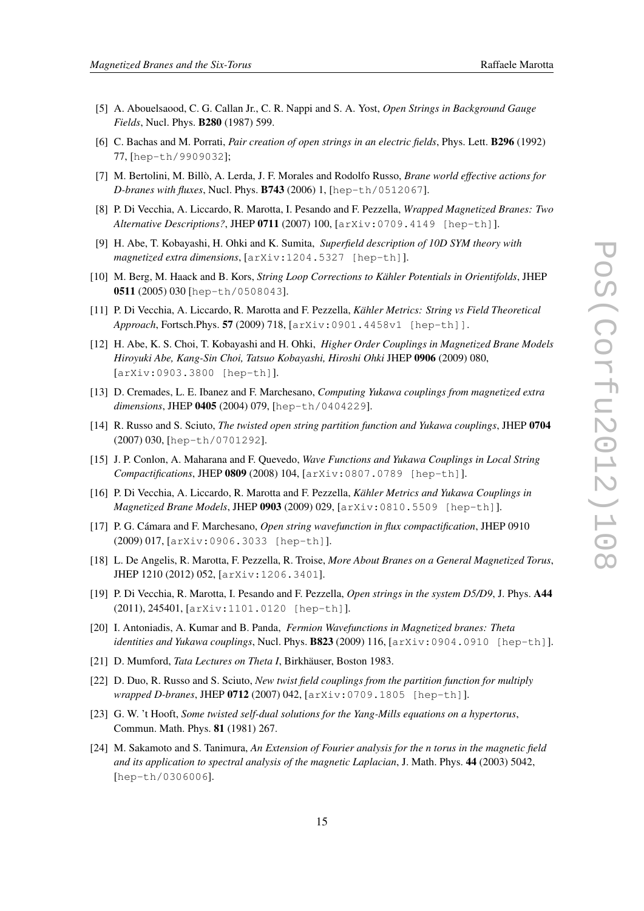[5] A. Abouelsaood, C. G. Callan Jr., C. R. Nappi and S. A. Yost, *Open Strings in Background Gauge Fields*, Nucl. Phys. **B280** (1987) 599.

[6] C. Bachas and M. Porrati, *Pair creation of open strings in an electric fields*, Phys. Lett. **B296** (1992) 77, [hep-th/9909032];

[7] M. Bertolini, M. Billò, A. Lerda, J. F. Morales and Rodolfo Russo, *Brane world effective actions for D-branes with fluxes*, Nucl. Phys. **B743** (2006) 1, [hep-th/0512067].

[8] P. Di Vecchia, A. Liccardo, R. Marotta, I. Pesando and F. Pezzella, *Wrapped Magnetized Branes: Two Alternative Descriptions?*, JHEP **0711** (2007) 100, [arXiv:0709.4149 [hep-th]].

[9] H. Abe, T. Kobayashi, H. Ohki and K. Sumita, *Superfield description of 10D SYM theory with magnetized extra dimensions*, [arXiv:1204.5327 [hep-th]].

[10] M. Berg, M. Haack and B. Kors, *String Loop Corrections to Kähler Potentials in Orientifolds*, JHEP **0511** (2005) 030 [hep-th/0508043].

[11] P. Di Vecchia, A. Liccardo, R. Marotta and F. Pezzella, *Kähler Metrics: String vs Field Theoretical Approach*, Fortsch.Phys. **57** (2009) 718, [arXiv:0901.4458v1 [hep-th]].

[12] H. Abe, K. S. Choi, T. Kobayashi and H. Ohki, *Higher Order Couplings in Magnetized Brane Models Hiroyuki Abe, Kang-Sin Choi, Tatsuo Kobayashi, Hiroshi Ohki* JHEP **0906** (2009) 080, [arXiv:0903.3800 [hep-th]].

[13] D. Cremades, L. E. Ibanez and F. Marchesano, *Computing Yukawa couplings from magnetized extra dimensions*, JHEP **0405** (2004) 079, [hep-th/0404229].

[14] R. Russo and S. Sciuto, *The twisted open string partition function and Yukawa couplings*, JHEP **0704** (2007) 030, [hep-th/0701292].

[15] J. P. Conlon, A. Maharana and F. Quevedo, *Wave Functions and Yukawa Couplings in Local String Compactifications*, JHEP **0809** (2008) 104, [arXiv:0807.0789 [hep-th]].

[16] P. Di Vecchia, A. Liccardo, R. Marotta and F. Pezzella, *Kähler Metrics and Yukawa Couplings in Magnetized Brane Models*, JHEP **0903** (2009) 029, [arXiv:0810.5509 [hep-th]].

[17] P. G. Cámara and F. Marchesano, *Open string wavefunction in flux compactification*, JHEP 0910 (2009) 017, [arXiv:0906.3033 [hep-th]].

[18] L. De Angelis, R. Marotta, F. Pezzella, R. Troise, *More About Branes on a General Magnetized Torus*, JHEP 1210 (2012) 052, [arXiv:1206.3401].

[19] P. Di Vecchia, R. Marotta, I. Pesando and F. Pezzella, *Open strings in the system D5/D9*, J. Phys. **A44** (2011), 245401, [arXiv:1101.0120 [hep-th]].

[20] I. Antoniadis, A. Kumar and B. Panda, *Fermion Wavefunctions in Magnetized branes: Theta identities and Yukawa couplings*, Nucl. Phys. **B823** (2009) 116, [arXiv:0904.0910 [hep-th]].

[21] D. Mumford, *Tata Lectures on Theta I*, Birkhäuser, Boston 1983.

[22] D. Duo, R. Russo and S. Sciuto, *New twist field couplings from the partition function for multiply wrapped D-branes*, JHEP **0712** (2007) 042, [arXiv:0709.1805 [hep-th]].

[23] G. W. 't Hooft, *Some twisted self-dual solutions for the Yang-Mills equations on a hypertorus*, Commun. Math. Phys. **81** (1981) 267.

[24] M. Sakamoto and S. Tanimura, *An Extension of Fourier analysis for the n torus in the magnetic field and its application to spectral analysis of the magnetic Laplacian*, J. Math. Phys. **44** (2003) 5042, [hep-th/0306006].